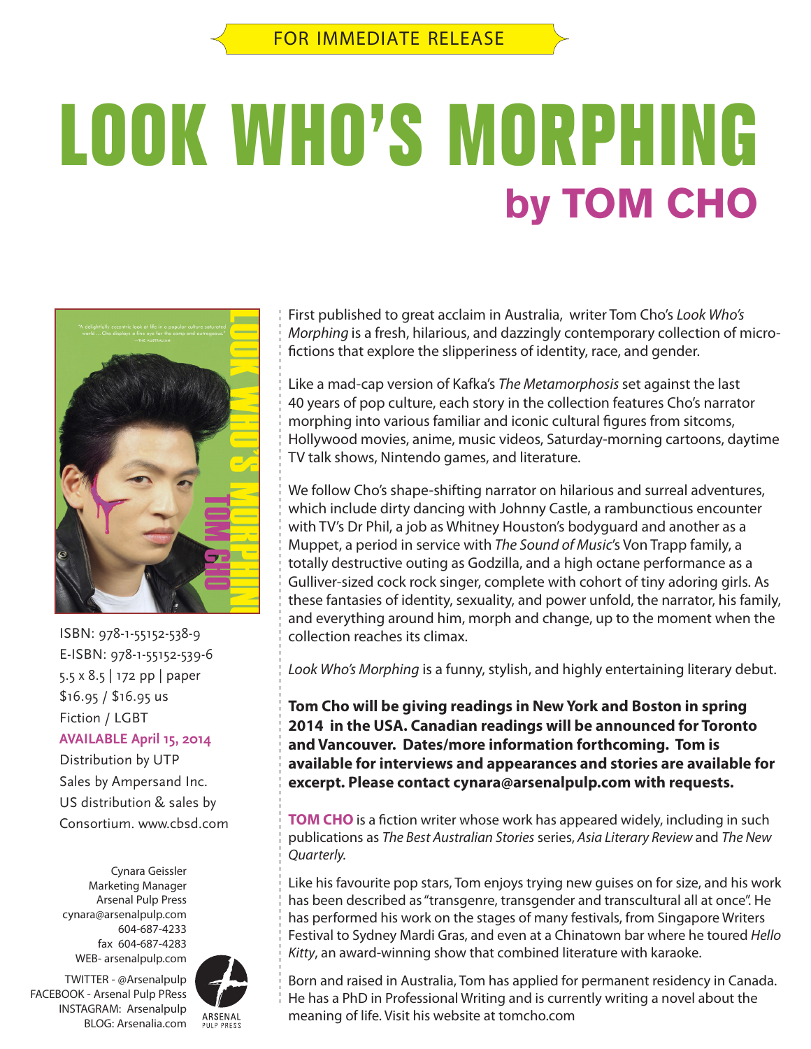FOR IMMEDIATE RELEASE

# LOOK WHO'S MORPHING

## by TOM CHO

ISBN: 978-1-55152-538-9
E-ISBN: 978-1-55152-539-6
5.5 x 8.5 | 172 pp | paper
$16.95 / $16.95 us
Fiction / LGBT
**AVAILABLE April 15, 2014**
Distribution by UTP
Sales by Ampersand Inc.
US distribution & sales by
Consortium. www.cbsd.com

Cynara Geissler
Marketing Manager
Arsenal Pulp Press
cynara@arsenalpulp.com
604-687-4233
fax 604-687-4283
WEB- arsenalpulp.com

TWITTER - @Arsenalpulp
FACEBOOK - Arsenal Pulp PRess
INSTAGRAM: Arsenalpulp
BLOG: Arsenalia.com

ARSENAL PULP PRESS

First published to great acclaim in Australia, writer Tom Cho's *Look Who's Morphing* is a fresh, hilarious, and dazzlingly contemporary collection of micro-fictions that explore the slipperiness of identity, race, and gender.

Like a mad-cap version of Kafka's *The Metamorphosis* set against the last 40 years of pop culture, each story in the collection features Cho's narrator morphing into various familiar and iconic cultural figures from sitcoms, Hollywood movies, anime, music videos, Saturday-morning cartoons, daytime TV talk shows, Nintendo games, and literature.

We follow Cho's shape-shifting narrator on hilarious and surreal adventures, which include dirty dancing with Johnny Castle, a rambunctious encounter with TV's Dr Phil, a job as Whitney Houston's bodyguard and another as a Muppet, a period in service with *The Sound of Music*'s Von Trapp family, a totally destructive outing as Godzilla, and a high octane performance as a Gulliver-sized cock rock singer, complete with cohort of tiny adoring girls. As these fantasies of identity, sexuality, and power unfold, the narrator, his family, and everything around him, morph and change, up to the moment when the collection reaches its climax.

*Look Who's Morphing* is a funny, stylish, and highly entertaining literary debut.

**Tom Cho will be giving readings in New York and Boston in spring 2014 in the USA. Canadian readings will be announced for Toronto and Vancouver. Dates/more information forthcoming. Tom is available for interviews and appearances and stories are available for excerpt. Please contact cynara@arsenalpulp.com with requests.**

**TOM CHO** is a fiction writer whose work has appeared widely, including in such publications as *The Best Australian Stories* series, *Asia Literary Review* and *The New Quarterly.*

Like his favourite pop stars, Tom enjoys trying new guises on for size, and his work has been described as "transgenre, transgender and transcultural all at once". He has performed his work on the stages of many festivals, from Singapore Writers Festival to Sydney Mardi Gras, and even at a Chinatown bar where he toured *Hello Kitty*, an award-winning show that combined literature with karaoke.

Born and raised in Australia, Tom has applied for permanent residency in Canada. He has a PhD in Professional Writing and is currently writing a novel about the meaning of life. Visit his website at tomcho.com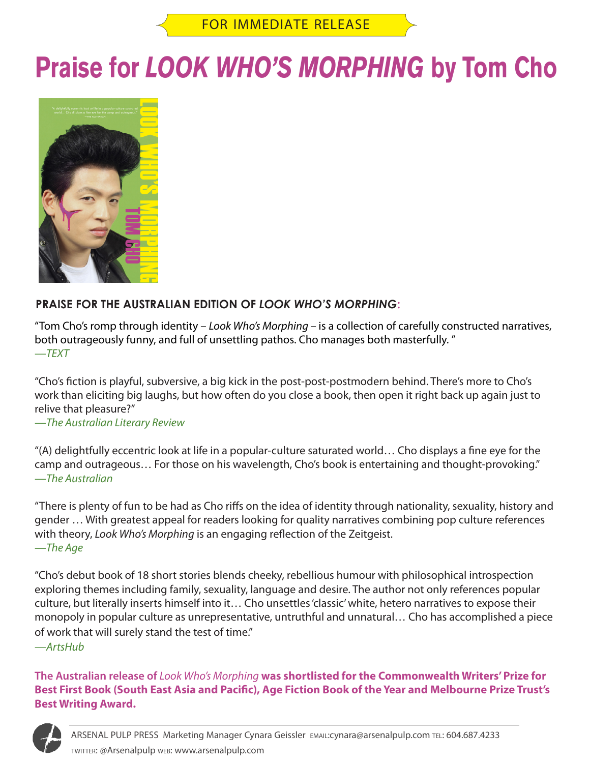FOR IMMEDIATE RELEASE

# Praise for *LOOK WHO'S MORPHING* by Tom Cho

**PRAISE FOR THE AUSTRALIAN EDITION OF *LOOK WHO'S MORPHING*:**

"Tom Cho's romp through identity – *Look Who's Morphing* – is a collection of carefully constructed narratives, both outrageously funny, and full of unsettling pathos. Cho manages both masterfully. "
*—TEXT*

"Cho's fiction is playful, subversive, a big kick in the post-post-postmodern behind. There's more to Cho's work than eliciting big laughs, but how often do you close a book, then open it right back up again just to relive that pleasure?"
*—The Australian Literary Review*

"(A) delightfully eccentric look at life in a popular-culture saturated world… Cho displays a fine eye for the camp and outrageous… For those on his wavelength, Cho's book is entertaining and thought-provoking."
*—The Australian*

"There is plenty of fun to be had as Cho riffs on the idea of identity through nationality, sexuality, history and gender … With greatest appeal for readers looking for quality narratives combining pop culture references with theory, *Look Who's Morphing* is an engaging reflection of the Zeitgeist.
*—The Age*

"Cho's debut book of 18 short stories blends cheeky, rebellious humour with philosophical introspection exploring themes including family, sexuality, language and desire. The author not only references popular culture, but literally inserts himself into it… Cho unsettles 'classic' white, hetero narratives to expose their monopoly in popular culture as unrepresentative, untruthful and unnatural… Cho has accomplished a piece of work that will surely stand the test of time."
*—ArtsHub*

**The Australian release of *Look Who's Morphing* was shortlisted for the Commonwealth Writers' Prize for Best First Book (South East Asia and Pacific), Age Fiction Book of the Year and Melbourne Prize Trust's Best Writing Award.**

ARSENAL PULP PRESS Marketing Manager Cynara Geissler EMAIL:cynara@arsenalpulp.com TEL: 604.687.4233
TWITTER: @Arsenalpulp WEB: www.arsenalpulp.com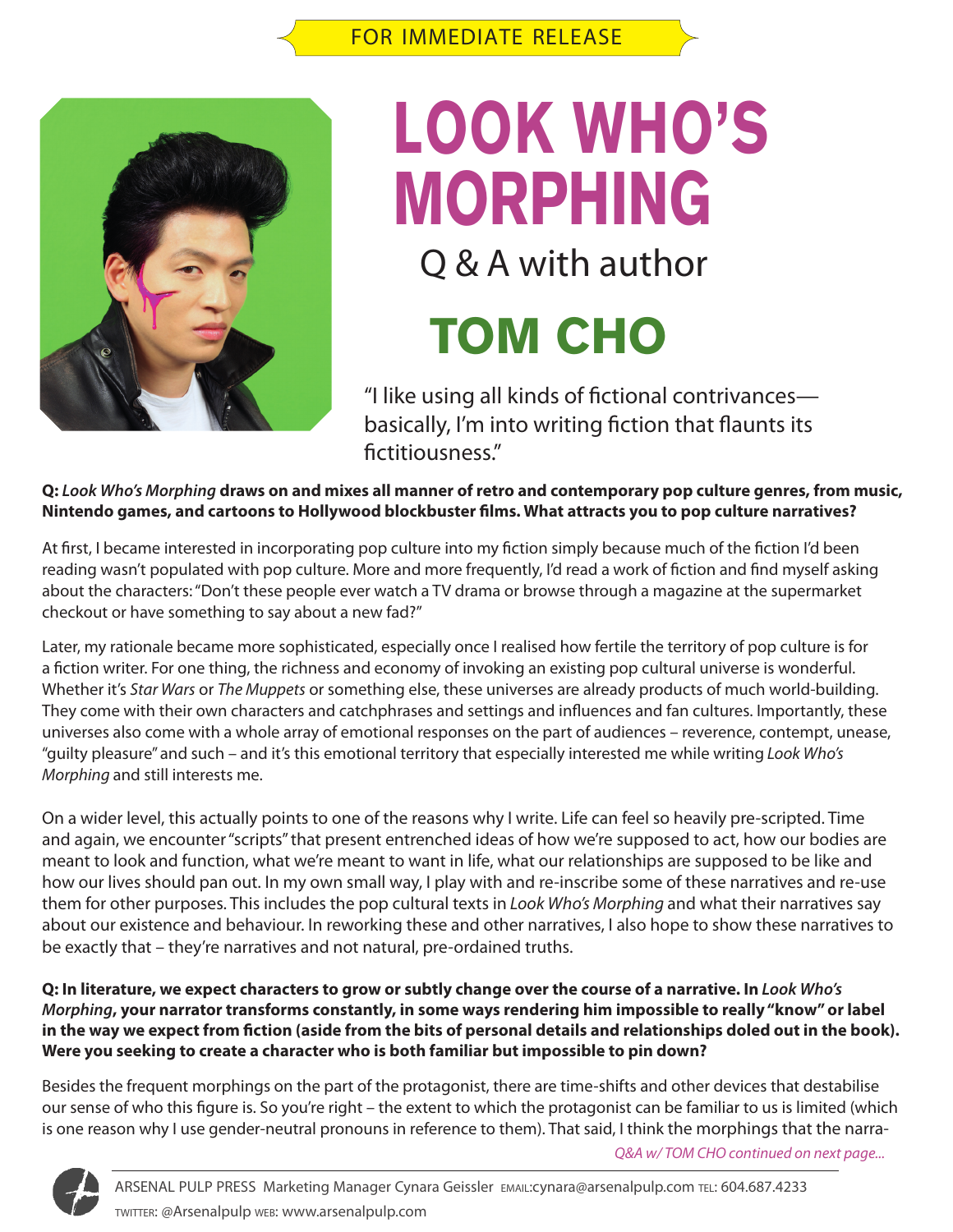FOR IMMEDIATE RELEASE

# LOOK WHO'S MORPHING

## Q & A with author

# TOM CHO

"I like using all kinds of fictional contrivances—basically, I'm into writing fiction that flaunts its fictitiousness."

**Q: *Look Who's Morphing* draws on and mixes all manner of retro and contemporary pop culture genres, from music, Nintendo games, and cartoons to Hollywood blockbuster films. What attracts you to pop culture narratives?**

At first, I became interested in incorporating pop culture into my fiction simply because much of the fiction I'd been reading wasn't populated with pop culture. More and more frequently, I'd read a work of fiction and find myself asking about the characters: "Don't these people ever watch a TV drama or browse through a magazine at the supermarket checkout or have something to say about a new fad?"

Later, my rationale became more sophisticated, especially once I realised how fertile the territory of pop culture is for a fiction writer. For one thing, the richness and economy of invoking an existing pop cultural universe is wonderful. Whether it's *Star Wars* or *The Muppets* or something else, these universes are already products of much world-building. They come with their own characters and catchphrases and settings and influences and fan cultures. Importantly, these universes also come with a whole array of emotional responses on the part of audiences – reverence, contempt, unease, "guilty pleasure" and such – and it's this emotional territory that especially interested me while writing *Look Who's Morphing* and still interests me.

On a wider level, this actually points to one of the reasons why I write. Life can feel so heavily pre-scripted. Time and again, we encounter "scripts" that present entrenched ideas of how we're supposed to act, how our bodies are meant to look and function, what we're meant to want in life, what our relationships are supposed to be like and how our lives should pan out. In my own small way, I play with and re-inscribe some of these narratives and re-use them for other purposes. This includes the pop cultural texts in *Look Who's Morphing* and what their narratives say about our existence and behaviour. In reworking these and other narratives, I also hope to show these narratives to be exactly that – they're narratives and not natural, pre-ordained truths.

**Q: In literature, we expect characters to grow or subtly change over the course of a narrative. In *Look Who's Morphing*, your narrator transforms constantly, in some ways rendering him impossible to really "know" or label in the way we expect from fiction (aside from the bits of personal details and relationships doled out in the book). Were you seeking to create a character who is both familiar but impossible to pin down?**

Besides the frequent morphings on the part of the protagonist, there are time-shifts and other devices that destabilise our sense of who this figure is. So you're right – the extent to which the protagonist can be familiar to us is limited (which is one reason why I use gender-neutral pronouns in reference to them). That said, I think the morphings that the narra-

*Q&A w/ TOM CHO continued on next page...*

ARSENAL PULP PRESS Marketing Manager Cynara Geissler EMAIL:cynara@arsenalpulp.com TEL: 604.687.4233
TWITTER: @Arsenalpulp WEB: www.arsenalpulp.com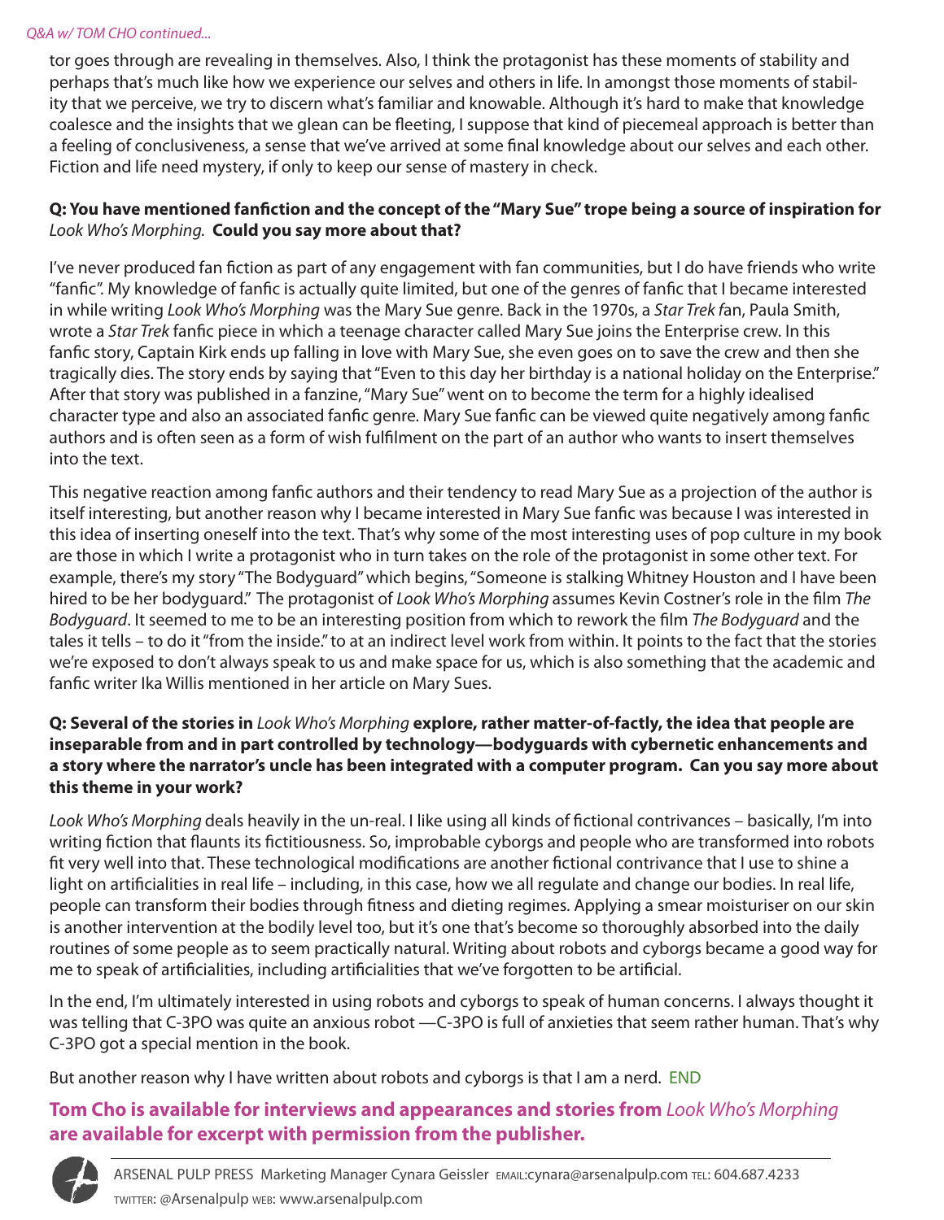*Q&A w/ TOM CHO continued...*

tor goes through are revealing in themselves. Also, I think the protagonist has these moments of stability and perhaps that's much like how we experience our selves and others in life. In amongst those moments of stability that we perceive, we try to discern what's familiar and knowable. Although it's hard to make that knowledge coalesce and the insights that we glean can be fleeting, I suppose that kind of piecemeal approach is better than a feeling of conclusiveness, a sense that we've arrived at some final knowledge about our selves and each other. Fiction and life need mystery, if only to keep our sense of mastery in check.

**Q: You have mentioned fanfiction and the concept of the "Mary Sue" trope being a source of inspiration for** ***Look Who's Morphing.*** **Could you say more about that?**

I've never produced fan fiction as part of any engagement with fan communities, but I do have friends who write "fanfic". My knowledge of fanfic is actually quite limited, but one of the genres of fanfic that I became interested in while writing *Look Who's Morphing* was the Mary Sue genre. Back in the 1970s, a *Star Trek f*an, Paula Smith, wrote a *Star Trek* fanfic piece in which a teenage character called Mary Sue joins the Enterprise crew. In this fanfic story, Captain Kirk ends up falling in love with Mary Sue, she even goes on to save the crew and then she tragically dies. The story ends by saying that "Even to this day her birthday is a national holiday on the Enterprise." After that story was published in a fanzine, "Mary Sue" went on to become the term for a highly idealised character type and also an associated fanfic genre. Mary Sue fanfic can be viewed quite negatively among fanfic authors and is often seen as a form of wish fulfilment on the part of an author who wants to insert themselves into the text.

This negative reaction among fanfic authors and their tendency to read Mary Sue as a projection of the author is itself interesting, but another reason why I became interested in Mary Sue fanfic was because I was interested in this idea of inserting oneself into the text. That's why some of the most interesting uses of pop culture in my book are those in which I write a protagonist who in turn takes on the role of the protagonist in some other text. For example, there's my story "The Bodyguard" which begins, "Someone is stalking Whitney Houston and I have been hired to be her bodyguard." The protagonist of *Look Who's Morphing* assumes Kevin Costner's role in the film *The Bodyguard*. It seemed to me to be an interesting position from which to rework the film *The Bodyguard* and the tales it tells – to do it "from the inside." to at an indirect level work from within. It points to the fact that the stories we're exposed to don't always speak to us and make space for us, which is also something that the academic and fanfic writer Ika Willis mentioned in her article on Mary Sues.

**Q: Several of the stories in** ***Look Who's Morphing*** **explore, rather matter-of-factly, the idea that people are inseparable from and in part controlled by technology—bodyguards with cybernetic enhancements and a story where the narrator's uncle has been integrated with a computer program. Can you say more about this theme in your work?**

*Look Who's Morphing* deals heavily in the un-real. I like using all kinds of fictional contrivances – basically, I'm into writing fiction that flaunts its fictitiousness. So, improbable cyborgs and people who are transformed into robots fit very well into that. These technological modifications are another fictional contrivance that I use to shine a light on artificialities in real life – including, in this case, how we all regulate and change our bodies. In real life, people can transform their bodies through fitness and dieting regimes. Applying a smear moisturiser on our skin is another intervention at the bodily level too, but it's one that's become so thoroughly absorbed into the daily routines of some people as to seem practically natural. Writing about robots and cyborgs became a good way for me to speak of artificialities, including artificialities that we've forgotten to be artificial.

In the end, I'm ultimately interested in using robots and cyborgs to speak of human concerns. I always thought it was telling that C-3PO was quite an anxious robot —C-3PO is full of anxieties that seem rather human. That's why C-3PO got a special mention in the book.

But another reason why I have written about robots and cyborgs is that I am a nerd. END

**Tom Cho is available for interviews and appearances and stories from** ***Look Who's Morphing*** **are available for excerpt with permission from the publisher.**

ARSENAL PULP PRESS Marketing Manager Cynara Geissler EMAIL:cynara@arsenalpulp.com TEL: 604.687.4233
TWITTER: @Arsenalpulp WEB: www.arsenalpulp.com